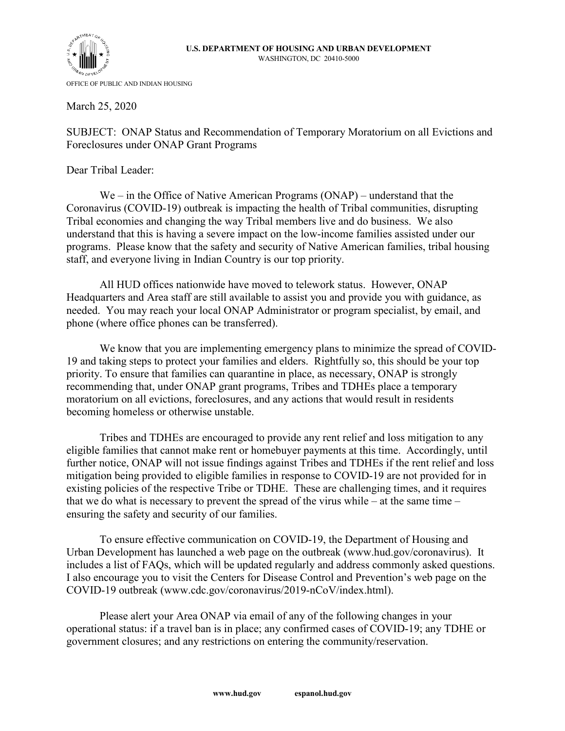**U.S. DEPARTMENT OF HOUSING AND URBAN DEVELOPMENT**
WASHINGTON, DC 20410-5000

OFFICE OF PUBLIC AND INDIAN HOUSING

March 25, 2020

SUBJECT: ONAP Status and Recommendation of Temporary Moratorium on all Evictions and Foreclosures under ONAP Grant Programs

Dear Tribal Leader:

We – in the Office of Native American Programs (ONAP) – understand that the Coronavirus (COVID-19) outbreak is impacting the health of Tribal communities, disrupting Tribal economies and changing the way Tribal members live and do business. We also understand that this is having a severe impact on the low-income families assisted under our programs. Please know that the safety and security of Native American families, tribal housing staff, and everyone living in Indian Country is our top priority.

All HUD offices nationwide have moved to telework status. However, ONAP Headquarters and Area staff are still available to assist you and provide you with guidance, as needed. You may reach your local ONAP Administrator or program specialist, by email, and phone (where office phones can be transferred).

We know that you are implementing emergency plans to minimize the spread of COVID-19 and taking steps to protect your families and elders. Rightfully so, this should be your top priority. To ensure that families can quarantine in place, as necessary, ONAP is strongly recommending that, under ONAP grant programs, Tribes and TDHEs place a temporary moratorium on all evictions, foreclosures, and any actions that would result in residents becoming homeless or otherwise unstable.

Tribes and TDHEs are encouraged to provide any rent relief and loss mitigation to any eligible families that cannot make rent or homebuyer payments at this time. Accordingly, until further notice, ONAP will not issue findings against Tribes and TDHEs if the rent relief and loss mitigation being provided to eligible families in response to COVID-19 are not provided for in existing policies of the respective Tribe or TDHE. These are challenging times, and it requires that we do what is necessary to prevent the spread of the virus while – at the same time – ensuring the safety and security of our families.

To ensure effective communication on COVID-19, the Department of Housing and Urban Development has launched a web page on the outbreak (www.hud.gov/coronavirus). It includes a list of FAQs, which will be updated regularly and address commonly asked questions. I also encourage you to visit the Centers for Disease Control and Prevention's web page on the COVID-19 outbreak (www.cdc.gov/coronavirus/2019-nCoV/index.html).

Please alert your Area ONAP via email of any of the following changes in your operational status: if a travel ban is in place; any confirmed cases of COVID-19; any TDHE or government closures; and any restrictions on entering the community/reservation.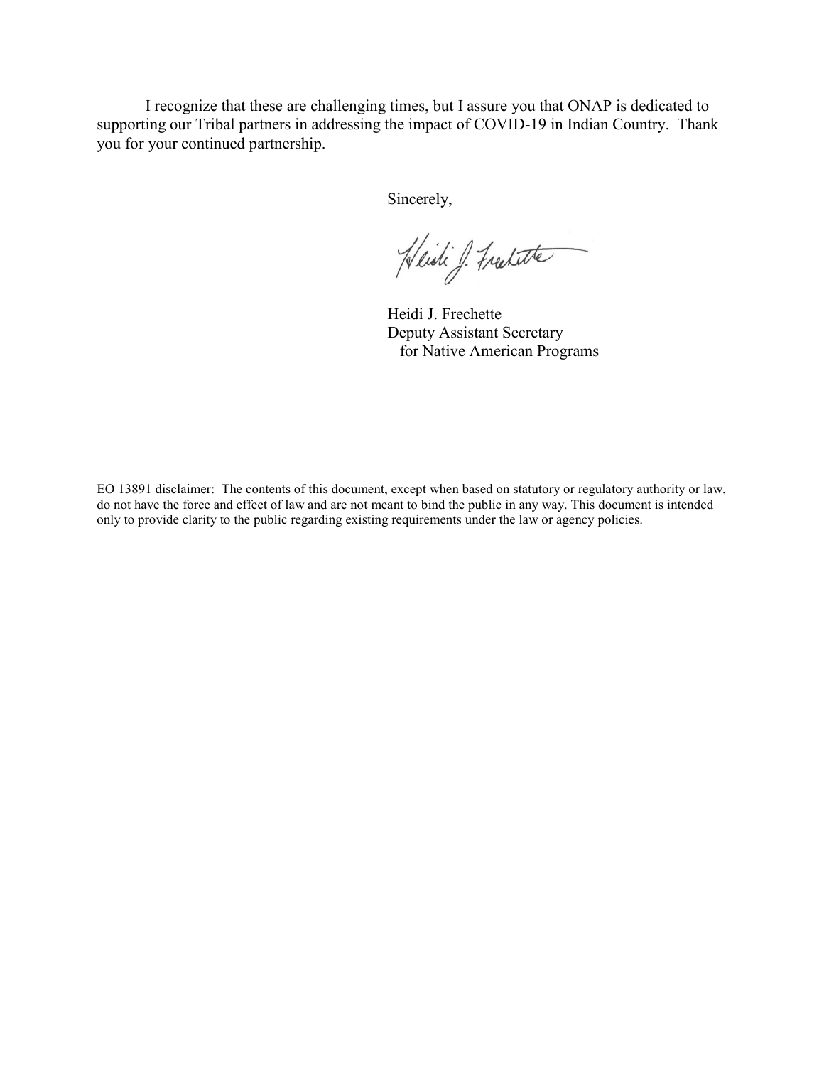I recognize that these are challenging times, but I assure you that ONAP is dedicated to supporting our Tribal partners in addressing the impact of COVID-19 in Indian Country. Thank you for your continued partnership.

Sincerely,

Heidi J. Frechette
Deputy Assistant Secretary
for Native American Programs

EO 13891 disclaimer: The contents of this document, except when based on statutory or regulatory authority or law, do not have the force and effect of law and are not meant to bind the public in any way. This document is intended only to provide clarity to the public regarding existing requirements under the law or agency policies.